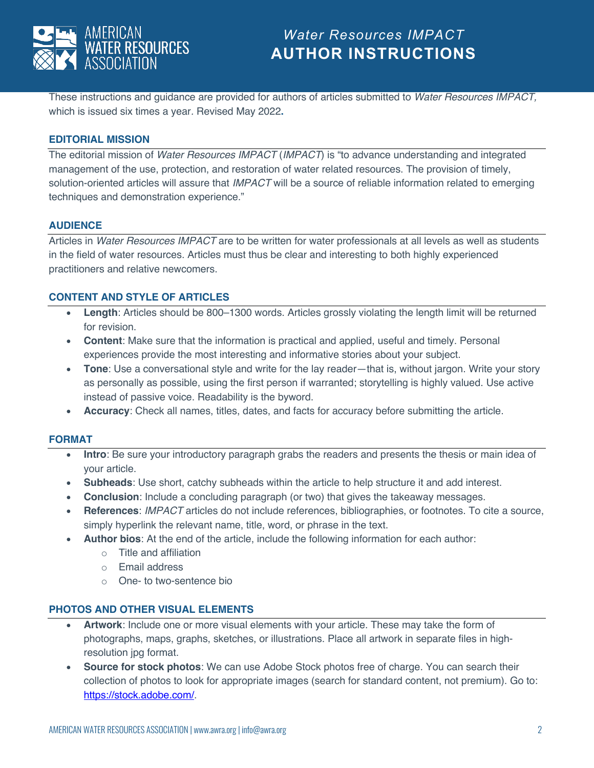# *Water Resources IMPACT* AUTHOR INSTRUCTIONS

These instructions and guidance are provided for authors of articles submitted to *Water Resources IMPACT,* which is issued six times a year. Revised May 2022**.**

## EDITORIAL MISSION

The editorial mission of *Water Resources IMPACT* (*IMPACT*) is "to advance understanding and integrated management of the use, protection, and restoration of water related resources. The provision of timely, solution-oriented articles will assure that *IMPACT* will be a source of reliable information related to emerging techniques and demonstration experience."

## AUDIENCE

Articles in *Water Resources IMPACT* are to be written for water professionals at all levels as well as students in the field of water resources. Articles must thus be clear and interesting to both highly experienced practitioners and relative newcomers.

## CONTENT AND STYLE OF ARTICLES

- **Length**: Articles should be 800–1300 words. Articles grossly violating the length limit will be returned for revision.
- **Content**: Make sure that the information is practical and applied, useful and timely. Personal experiences provide the most interesting and informative stories about your subject.
- **Tone**: Use a conversational style and write for the lay reader—that is, without jargon. Write your story as personally as possible, using the first person if warranted; storytelling is highly valued. Use active instead of passive voice. Readability is the byword.
- **Accuracy**: Check all names, titles, dates, and facts for accuracy before submitting the article.

## FORMAT

- **Intro**: Be sure your introductory paragraph grabs the readers and presents the thesis or main idea of your article.
- **Subheads**: Use short, catchy subheads within the article to help structure it and add interest.
- **Conclusion**: Include a concluding paragraph (or two) that gives the takeaway messages.
- **References**: *IMPACT* articles do not include references, bibliographies, or footnotes. To cite a source, simply hyperlink the relevant name, title, word, or phrase in the text.
- **Author bios**: At the end of the article, include the following information for each author:
  - Title and affiliation
  - Email address
  - One- to two-sentence bio

## PHOTOS AND OTHER VISUAL ELEMENTS

- **Artwork**: Include one or more visual elements with your article. These may take the form of photographs, maps, graphs, sketches, or illustrations. Place all artwork in separate files in high-resolution jpg format.
- **Source for stock photos**: We can use Adobe Stock photos free of charge. You can search their collection of photos to look for appropriate images (search for standard content, not premium). Go to: [https://stock.adobe.com/](https://stock.adobe.com/).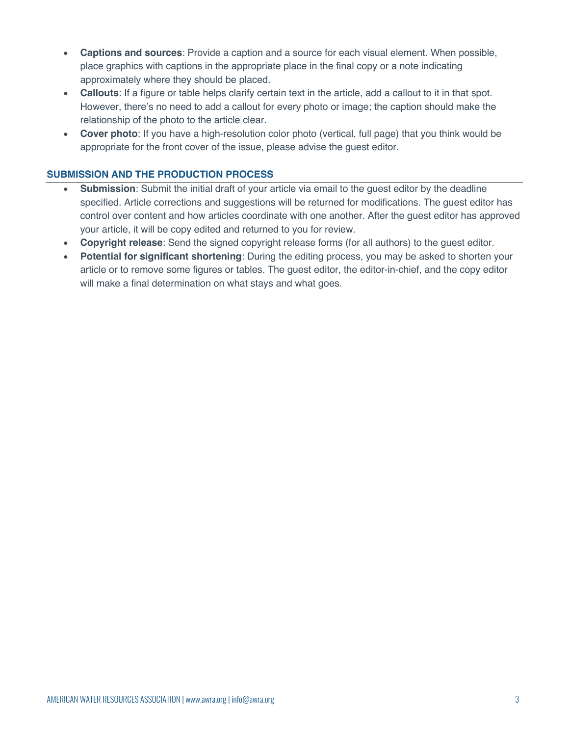- **Captions and sources**: Provide a caption and a source for each visual element. When possible, place graphics with captions in the appropriate place in the final copy or a note indicating approximately where they should be placed.
- **Callouts**: If a figure or table helps clarify certain text in the article, add a callout to it in that spot. However, there's no need to add a callout for every photo or image; the caption should make the relationship of the photo to the article clear.
- **Cover photo**: If you have a high-resolution color photo (vertical, full page) that you think would be appropriate for the front cover of the issue, please advise the guest editor.

## SUBMISSION AND THE PRODUCTION PROCESS

- **Submission**: Submit the initial draft of your article via email to the guest editor by the deadline specified. Article corrections and suggestions will be returned for modifications. The guest editor has control over content and how articles coordinate with one another. After the guest editor has approved your article, it will be copy edited and returned to you for review.
- **Copyright release**: Send the signed copyright release forms (for all authors) to the guest editor.
- **Potential for significant shortening**: During the editing process, you may be asked to shorten your article or to remove some figures or tables. The guest editor, the editor-in-chief, and the copy editor will make a final determination on what stays and what goes.